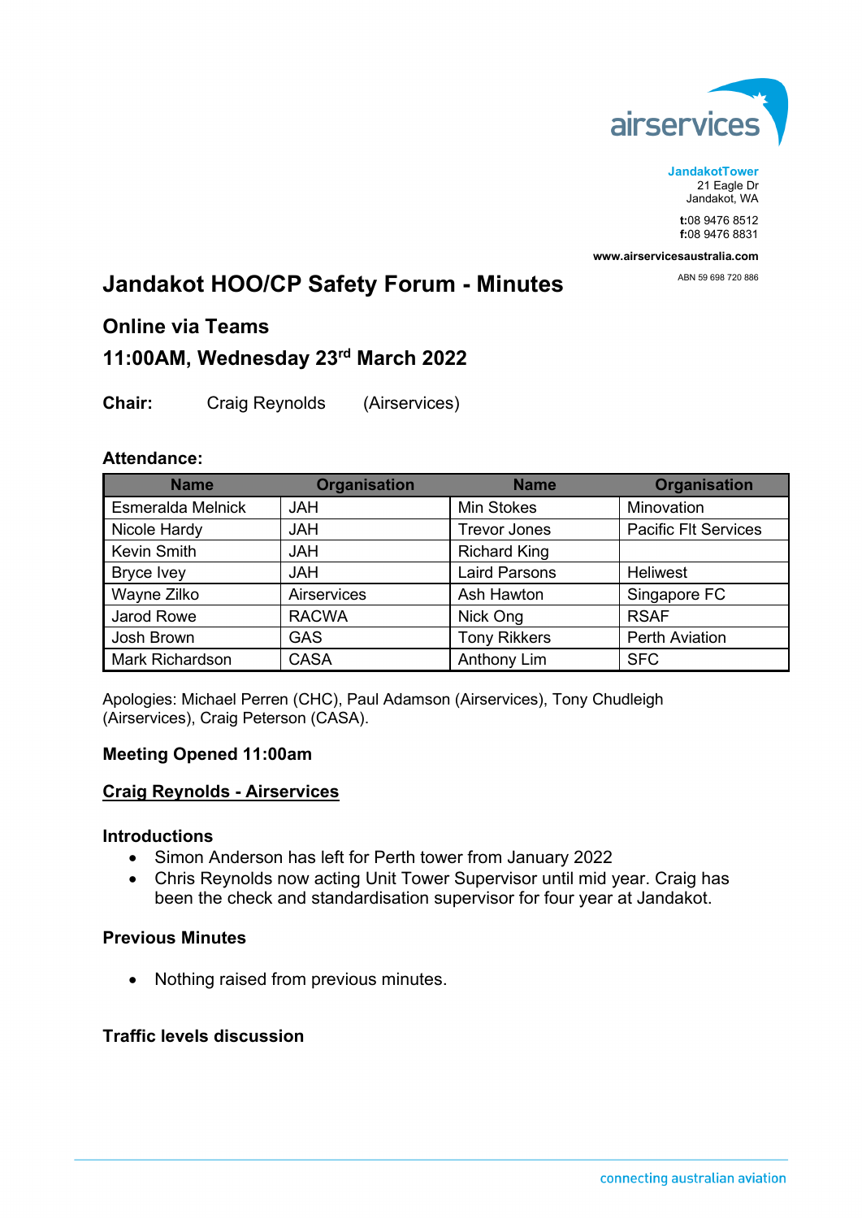**JandakotTower**
21 Eagle Dr
Jandakot, WA

**t:**08 9476 8512
**f:**08 9476 8831

**www.airservicesaustralia.com**

ABN 59 698 720 886

# Jandakot HOO/CP Safety Forum - Minutes

## Online via Teams

## 11:00AM, Wednesday 23rd March 2022

**Chair:** Craig Reynolds (Airservices)

### Attendance:

| Name | Organisation | Name | Organisation |
|---|---|---|---|
| Esmeralda Melnick | JAH | Min Stokes | Minovation |
| Nicole Hardy | JAH | Trevor Jones | Pacific Flt Services |
| Kevin Smith | JAH | Richard King | |
| Bryce Ivey | JAH | Laird Parsons | Heliwest |
| Wayne Zilko | Airservices | Ash Hawton | Singapore FC |
| Jarod Rowe | RACWA | Nick Ong | RSAF |
| Josh Brown | GAS | Tony Rikkers | Perth Aviation |
| Mark Richardson | CASA | Anthony Lim | SFC |

Apologies: Michael Perren (CHC), Paul Adamson (Airservices), Tony Chudleigh (Airservices), Craig Peterson (CASA).

### Meeting Opened 11:00am

### Craig Reynolds - Airservices

#### Introductions

- Simon Anderson has left for Perth tower from January 2022
- Chris Reynolds now acting Unit Tower Supervisor until mid year. Craig has been the check and standardisation supervisor for four year at Jandakot.

#### Previous Minutes

- Nothing raised from previous minutes.

#### Traffic levels discussion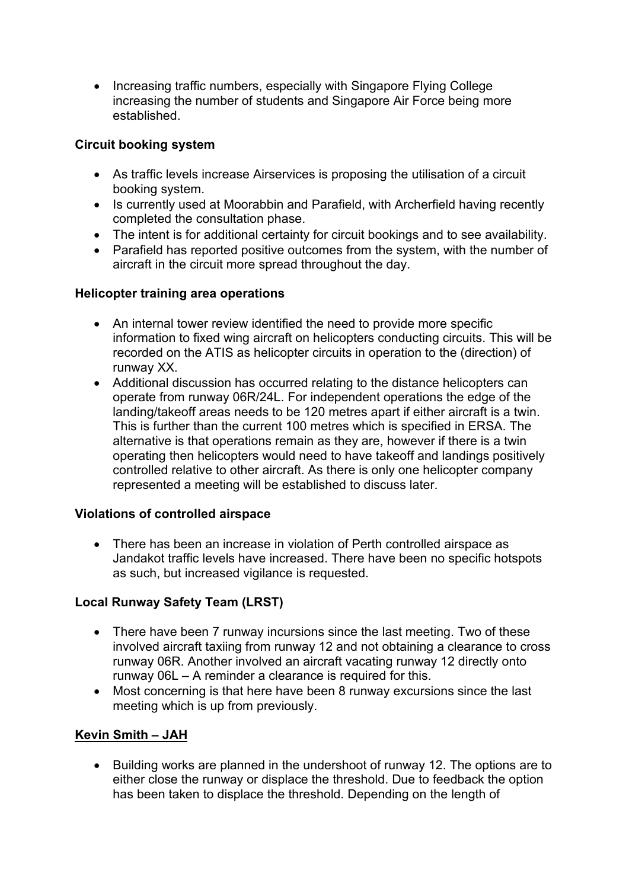- Increasing traffic numbers, especially with Singapore Flying College increasing the number of students and Singapore Air Force being more established.

**Circuit booking system**

- As traffic levels increase Airservices is proposing the utilisation of a circuit booking system.
- Is currently used at Moorabbin and Parafield, with Archerfield having recently completed the consultation phase.
- The intent is for additional certainty for circuit bookings and to see availability.
- Parafield has reported positive outcomes from the system, with the number of aircraft in the circuit more spread throughout the day.

**Helicopter training area operations**

- An internal tower review identified the need to provide more specific information to fixed wing aircraft on helicopters conducting circuits. This will be recorded on the ATIS as helicopter circuits in operation to the (direction) of runway XX.
- Additional discussion has occurred relating to the distance helicopters can operate from runway 06R/24L. For independent operations the edge of the landing/takeoff areas needs to be 120 metres apart if either aircraft is a twin. This is further than the current 100 metres which is specified in ERSA. The alternative is that operations remain as they are, however if there is a twin operating then helicopters would need to have takeoff and landings positively controlled relative to other aircraft. As there is only one helicopter company represented a meeting will be established to discuss later.

**Violations of controlled airspace**

- There has been an increase in violation of Perth controlled airspace as Jandakot traffic levels have increased. There have been no specific hotspots as such, but increased vigilance is requested.

**Local Runway Safety Team (LRST)**

- There have been 7 runway incursions since the last meeting. Two of these involved aircraft taxiing from runway 12 and not obtaining a clearance to cross runway 06R. Another involved an aircraft vacating runway 12 directly onto runway 06L – A reminder a clearance is required for this.
- Most concerning is that here have been 8 runway excursions since the last meeting which is up from previously.

**Kevin Smith – JAH**

- Building works are planned in the undershoot of runway 12. The options are to either close the runway or displace the threshold. Due to feedback the option has been taken to displace the threshold. Depending on the length of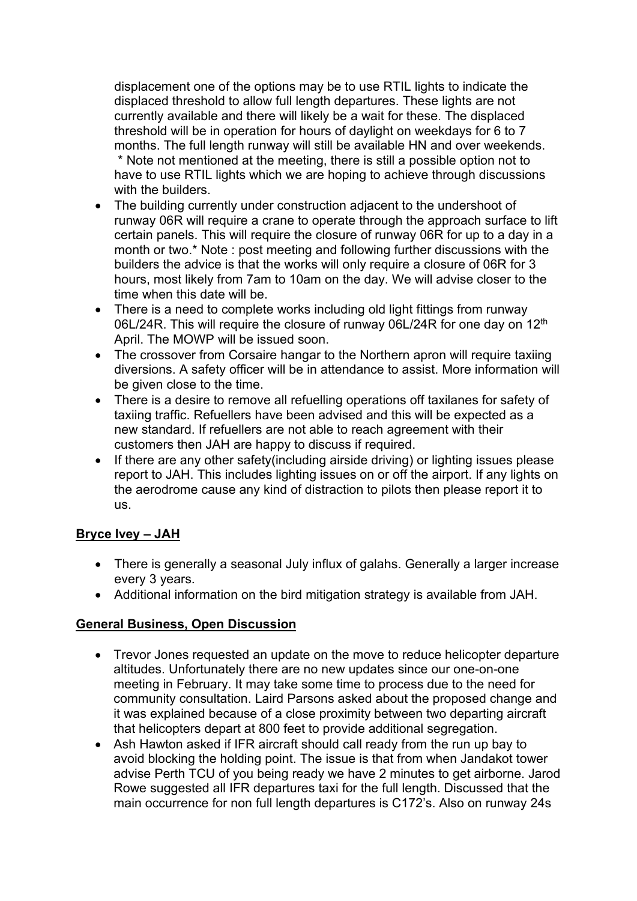displacement one of the options may be to use RTIL lights to indicate the displaced threshold to allow full length departures. These lights are not currently available and there will likely be a wait for these. The displaced threshold will be in operation for hours of daylight on weekdays for 6 to 7 months. The full length runway will still be available HN and over weekends.
 * Note not mentioned at the meeting, there is still a possible option not to have to use RTIL lights which we are hoping to achieve through discussions with the builders.

- The building currently under construction adjacent to the undershoot of runway 06R will require a crane to operate through the approach surface to lift certain panels. This will require the closure of runway 06R for up to a day in a month or two.* Note : post meeting and following further discussions with the builders the advice is that the works will only require a closure of 06R for 3 hours, most likely from 7am to 10am on the day. We will advise closer to the time when this date will be.
- There is a need to complete works including old light fittings from runway 06L/24R. This will require the closure of runway 06L/24R for one day on 12th April. The MOWP will be issued soon.
- The crossover from Corsaire hangar to the Northern apron will require taxiing diversions. A safety officer will be in attendance to assist. More information will be given close to the time.
- There is a desire to remove all refuelling operations off taxilanes for safety of taxiing traffic. Refuellers have been advised and this will be expected as a new standard. If refuellers are not able to reach agreement with their customers then JAH are happy to discuss if required.
- If there are any other safety(including airside driving) or lighting issues please report to JAH. This includes lighting issues on or off the airport. If any lights on the aerodrome cause any kind of distraction to pilots then please report it to us.

**Bryce Ivey – JAH**

- There is generally a seasonal July influx of galahs. Generally a larger increase every 3 years.
- Additional information on the bird mitigation strategy is available from JAH.

**General Business, Open Discussion**

- Trevor Jones requested an update on the move to reduce helicopter departure altitudes. Unfortunately there are no new updates since our one-on-one meeting in February. It may take some time to process due to the need for community consultation. Laird Parsons asked about the proposed change and it was explained because of a close proximity between two departing aircraft that helicopters depart at 800 feet to provide additional segregation.
- Ash Hawton asked if IFR aircraft should call ready from the run up bay to avoid blocking the holding point. The issue is that from when Jandakot tower advise Perth TCU of you being ready we have 2 minutes to get airborne. Jarod Rowe suggested all IFR departures taxi for the full length. Discussed that the main occurrence for non full length departures is C172's. Also on runway 24s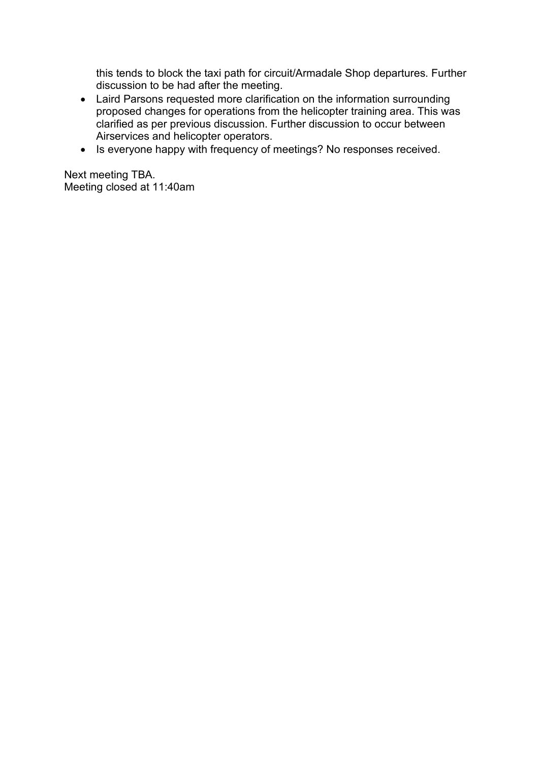this tends to block the taxi path for circuit/Armadale Shop departures. Further discussion to be had after the meeting.

- Laird Parsons requested more clarification on the information surrounding proposed changes for operations from the helicopter training area. This was clarified as per previous discussion. Further discussion to occur between Airservices and helicopter operators.
- Is everyone happy with frequency of meetings? No responses received.

Next meeting TBA.
Meeting closed at 11:40am